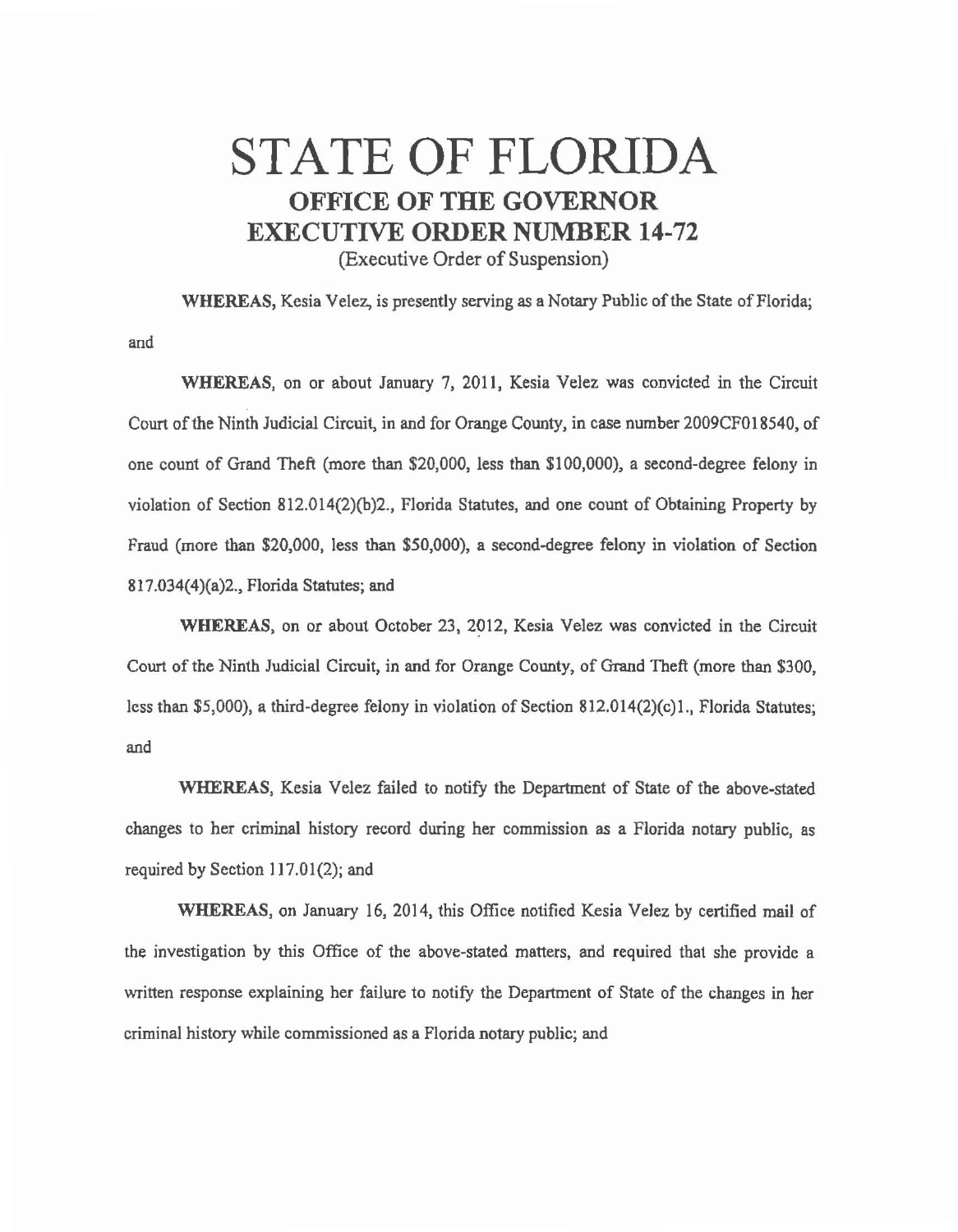# STATE OF FLORIDA

## OFFICE OF THE GOVERNOR

## EXECUTIVE ORDER NUMBER 14-72

(Executive Order of Suspension)

**WHEREAS**, Kesia Velez, is presently serving as a Notary Public of the State of Florida; and

**WHEREAS**, on or about January 7, 2011, Kesia Velez was convicted in the Circuit Court of the Ninth Judicial Circuit, in and for Orange County, in case number 2009CF018540, of one count of Grand Theft (more than $20,000, less than $100,000), a second-degree felony in violation of Section 812.014(2)(b)2., Florida Statutes, and one count of Obtaining Property by Fraud (more than $20,000, less than $50,000), a second-degree felony in violation of Section 817.034(4)(a)2., Florida Statutes; and

**WHEREAS**, on or about October 23, 2012, Kesia Velez was convicted in the Circuit Court of the Ninth Judicial Circuit, in and for Orange County, of Grand Theft (more than $300, less than $5,000), a third-degree felony in violation of Section 812.014(2)(c)1., Florida Statutes; and

**WHEREAS**, Kesia Velez failed to notify the Department of State of the above-stated changes to her criminal history record during her commission as a Florida notary public, as required by Section 117.01(2); and

**WHEREAS**, on January 16, 2014, this Office notified Kesia Velez by certified mail of the investigation by this Office of the above-stated matters, and required that she provide a written response explaining her failure to notify the Department of State of the changes in her criminal history while commissioned as a Florida notary public; and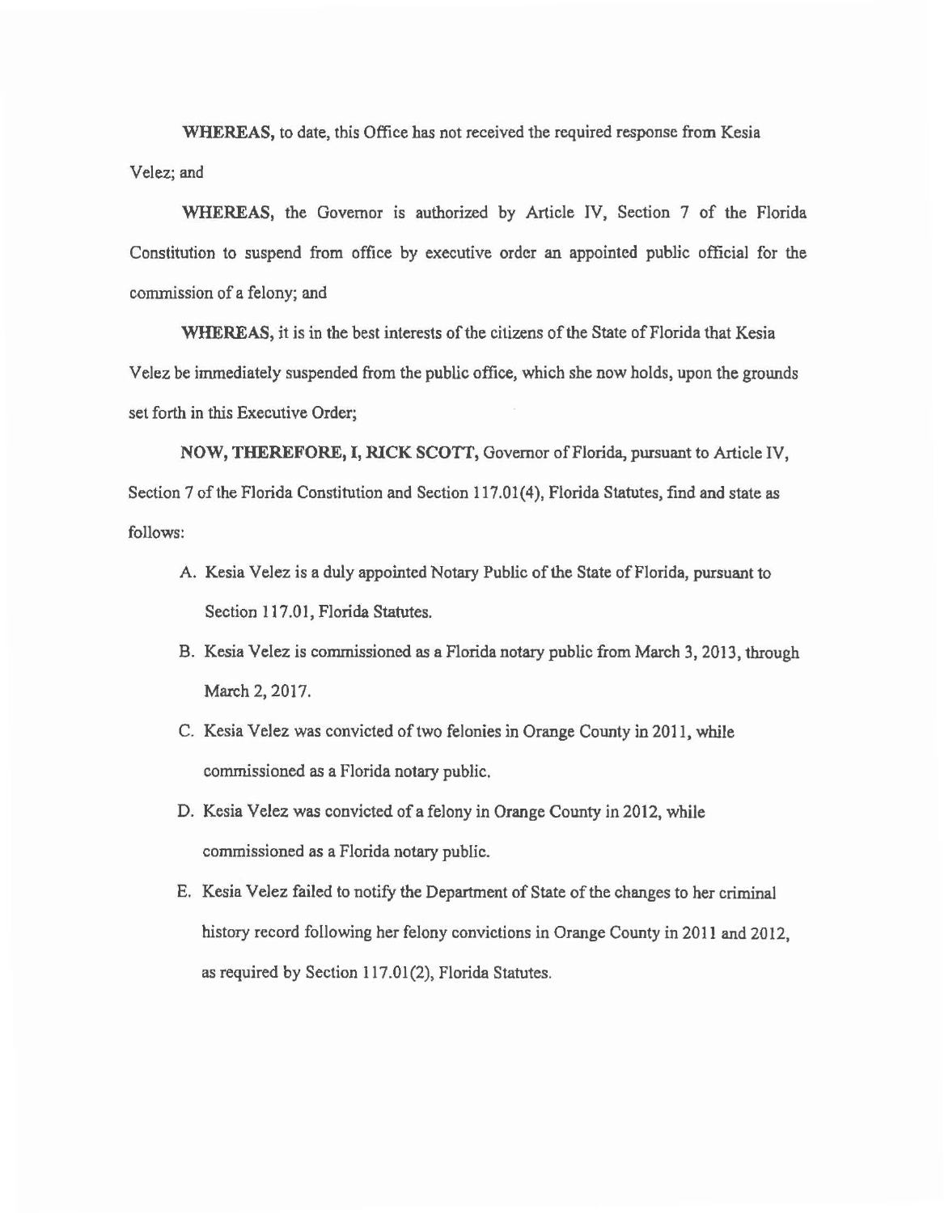**WHEREAS,** to date, this Office has not received the required response from Kesia Velez; and

**WHEREAS,** the Governor is authorized by Article IV, Section 7 of the Florida Constitution to suspend from office by executive order an appointed public official for the commission of a felony; and

**WHEREAS,** it is in the best interests of the citizens of the State of Florida that Kesia Velez be immediately suspended from the public office, which she now holds, upon the grounds set forth in this Executive Order;

**NOW, THEREFORE, I, RICK SCOTT,** Governor of Florida, pursuant to Article IV, Section 7 of the Florida Constitution and Section 117.01(4), Florida Statutes, find and state as follows:

A. Kesia Velez is a duly appointed Notary Public of the State of Florida, pursuant to Section 117.01, Florida Statutes.

B. Kesia Velez is commissioned as a Florida notary public from March 3, 2013, through March 2, 2017.

C. Kesia Velez was convicted of two felonies in Orange County in 2011, while commissioned as a Florida notary public.

D. Kesia Velez was convicted of a felony in Orange County in 2012, while commissioned as a Florida notary public.

E. Kesia Velez failed to notify the Department of State of the changes to her criminal history record following her felony convictions in Orange County in 2011 and 2012, as required by Section 117.01(2), Florida Statutes.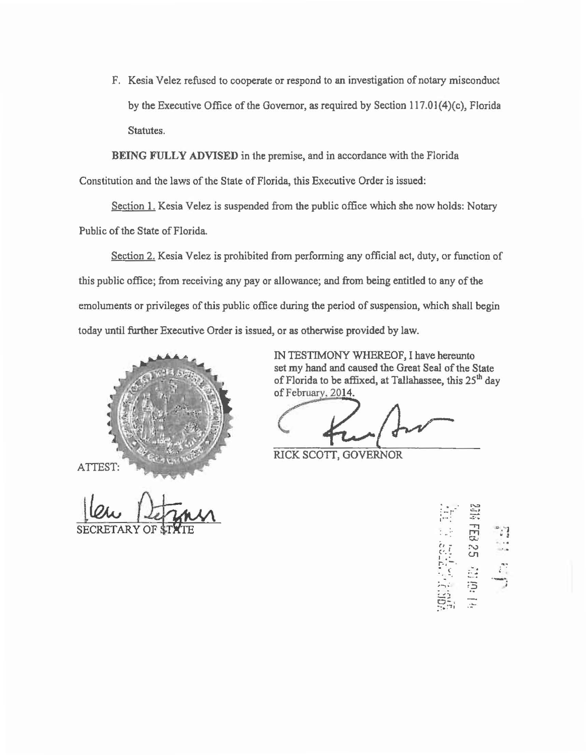F. Kesia Velez refused to cooperate or respond to an investigation of notary misconduct by the Executive Office of the Governor, as required by Section 117.01(4)(c), Florida Statutes.

**BEING FULLY ADVISED** in the premise, and in accordance with the Florida Constitution and the laws of the State of Florida, this Executive Order is issued:

Section 1. Kesia Velez is suspended from the public office which she now holds: Notary Public of the State of Florida.

Section 2. Kesia Velez is prohibited from performing any official act, duty, or function of this public office; from receiving any pay or allowance; and from being entitled to any of the emoluments or privileges of this public office during the period of suspension, which shall begin today until further Executive Order is issued, or as otherwise provided by law.

IN TESTIMONY WHEREOF, I have hereunto set my hand and caused the Great Seal of the State of Florida to be affixed, at Tallahassee, this 25th day of February, 2014.

RICK SCOTT, GOVERNOR

ATTEST:

SECRETARY OF STATE

2014 FEB 25 AM 10:14